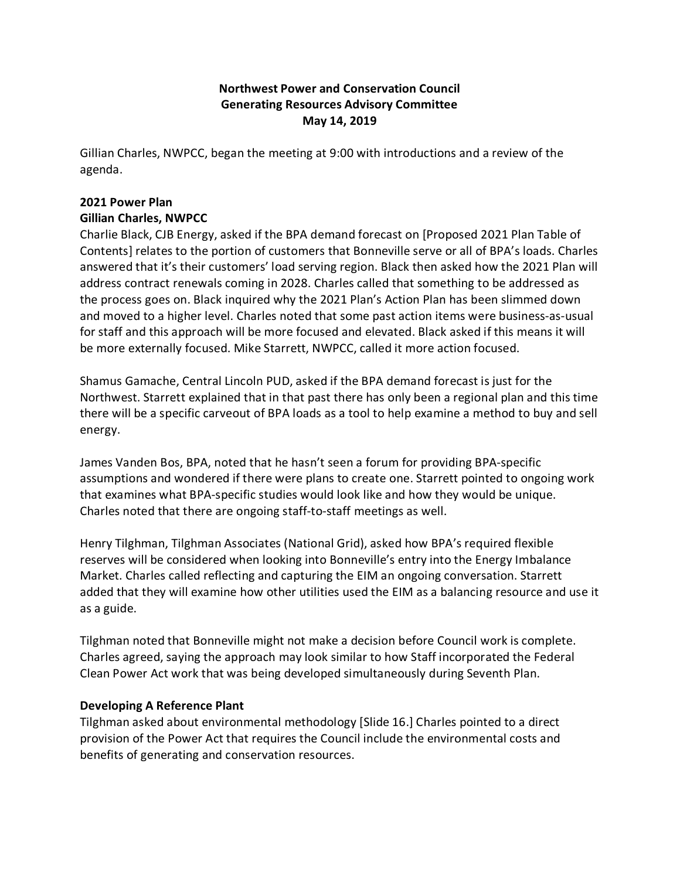**Northwest Power and Conservation Council**
**Generating Resources Advisory Committee**
**May 14, 2019**

Gillian Charles, NWPCC, began the meeting at 9:00 with introductions and a review of the agenda.

## 2021 Power Plan

### Gillian Charles, NWPCC

Charlie Black, CJB Energy, asked if the BPA demand forecast on [Proposed 2021 Plan Table of Contents] relates to the portion of customers that Bonneville serve or all of BPA's loads. Charles answered that it's their customers' load serving region. Black then asked how the 2021 Plan will address contract renewals coming in 2028. Charles called that something to be addressed as the process goes on. Black inquired why the 2021 Plan's Action Plan has been slimmed down and moved to a higher level. Charles noted that some past action items were business-as-usual for staff and this approach will be more focused and elevated. Black asked if this means it will be more externally focused. Mike Starrett, NWPCC, called it more action focused.

Shamus Gamache, Central Lincoln PUD, asked if the BPA demand forecast is just for the Northwest. Starrett explained that in that past there has only been a regional plan and this time there will be a specific carveout of BPA loads as a tool to help examine a method to buy and sell energy.

James Vanden Bos, BPA, noted that he hasn't seen a forum for providing BPA-specific assumptions and wondered if there were plans to create one. Starrett pointed to ongoing work that examines what BPA-specific studies would look like and how they would be unique. Charles noted that there are ongoing staff-to-staff meetings as well.

Henry Tilghman, Tilghman Associates (National Grid), asked how BPA's required flexible reserves will be considered when looking into Bonneville's entry into the Energy Imbalance Market. Charles called reflecting and capturing the EIM an ongoing conversation. Starrett added that they will examine how other utilities used the EIM as a balancing resource and use it as a guide.

Tilghman noted that Bonneville might not make a decision before Council work is complete. Charles agreed, saying the approach may look similar to how Staff incorporated the Federal Clean Power Act work that was being developed simultaneously during Seventh Plan.

## Developing A Reference Plant

Tilghman asked about environmental methodology [Slide 16.] Charles pointed to a direct provision of the Power Act that requires the Council include the environmental costs and benefits of generating and conservation resources.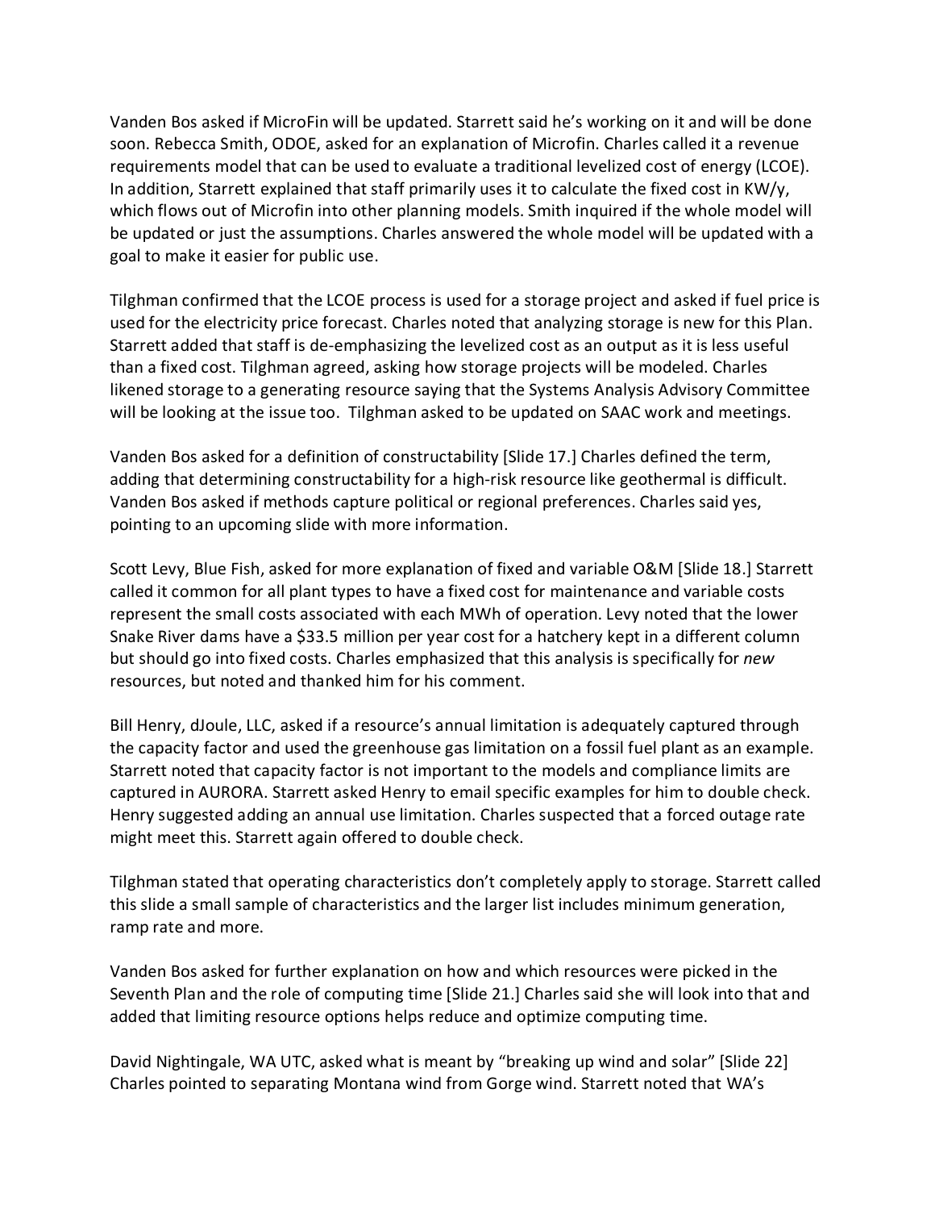Vanden Bos asked if MicroFin will be updated. Starrett said he's working on it and will be done soon. Rebecca Smith, ODOE, asked for an explanation of Microfin. Charles called it a revenue requirements model that can be used to evaluate a traditional levelized cost of energy (LCOE). In addition, Starrett explained that staff primarily uses it to calculate the fixed cost in KW/y, which flows out of Microfin into other planning models. Smith inquired if the whole model will be updated or just the assumptions. Charles answered the whole model will be updated with a goal to make it easier for public use.

Tilghman confirmed that the LCOE process is used for a storage project and asked if fuel price is used for the electricity price forecast. Charles noted that analyzing storage is new for this Plan. Starrett added that staff is de-emphasizing the levelized cost as an output as it is less useful than a fixed cost. Tilghman agreed, asking how storage projects will be modeled. Charles likened storage to a generating resource saying that the Systems Analysis Advisory Committee will be looking at the issue too. Tilghman asked to be updated on SAAC work and meetings.

Vanden Bos asked for a definition of constructability [Slide 17.] Charles defined the term, adding that determining constructability for a high-risk resource like geothermal is difficult. Vanden Bos asked if methods capture political or regional preferences. Charles said yes, pointing to an upcoming slide with more information.

Scott Levy, Blue Fish, asked for more explanation of fixed and variable O&M [Slide 18.] Starrett called it common for all plant types to have a fixed cost for maintenance and variable costs represent the small costs associated with each MWh of operation. Levy noted that the lower Snake River dams have a $33.5 million per year cost for a hatchery kept in a different column but should go into fixed costs. Charles emphasized that this analysis is specifically for *new* resources, but noted and thanked him for his comment.

Bill Henry, dJoule, LLC, asked if a resource's annual limitation is adequately captured through the capacity factor and used the greenhouse gas limitation on a fossil fuel plant as an example. Starrett noted that capacity factor is not important to the models and compliance limits are captured in AURORA. Starrett asked Henry to email specific examples for him to double check. Henry suggested adding an annual use limitation. Charles suspected that a forced outage rate might meet this. Starrett again offered to double check.

Tilghman stated that operating characteristics don't completely apply to storage. Starrett called this slide a small sample of characteristics and the larger list includes minimum generation, ramp rate and more.

Vanden Bos asked for further explanation on how and which resources were picked in the Seventh Plan and the role of computing time [Slide 21.] Charles said she will look into that and added that limiting resource options helps reduce and optimize computing time.

David Nightingale, WA UTC, asked what is meant by "breaking up wind and solar" [Slide 22] Charles pointed to separating Montana wind from Gorge wind. Starrett noted that WA's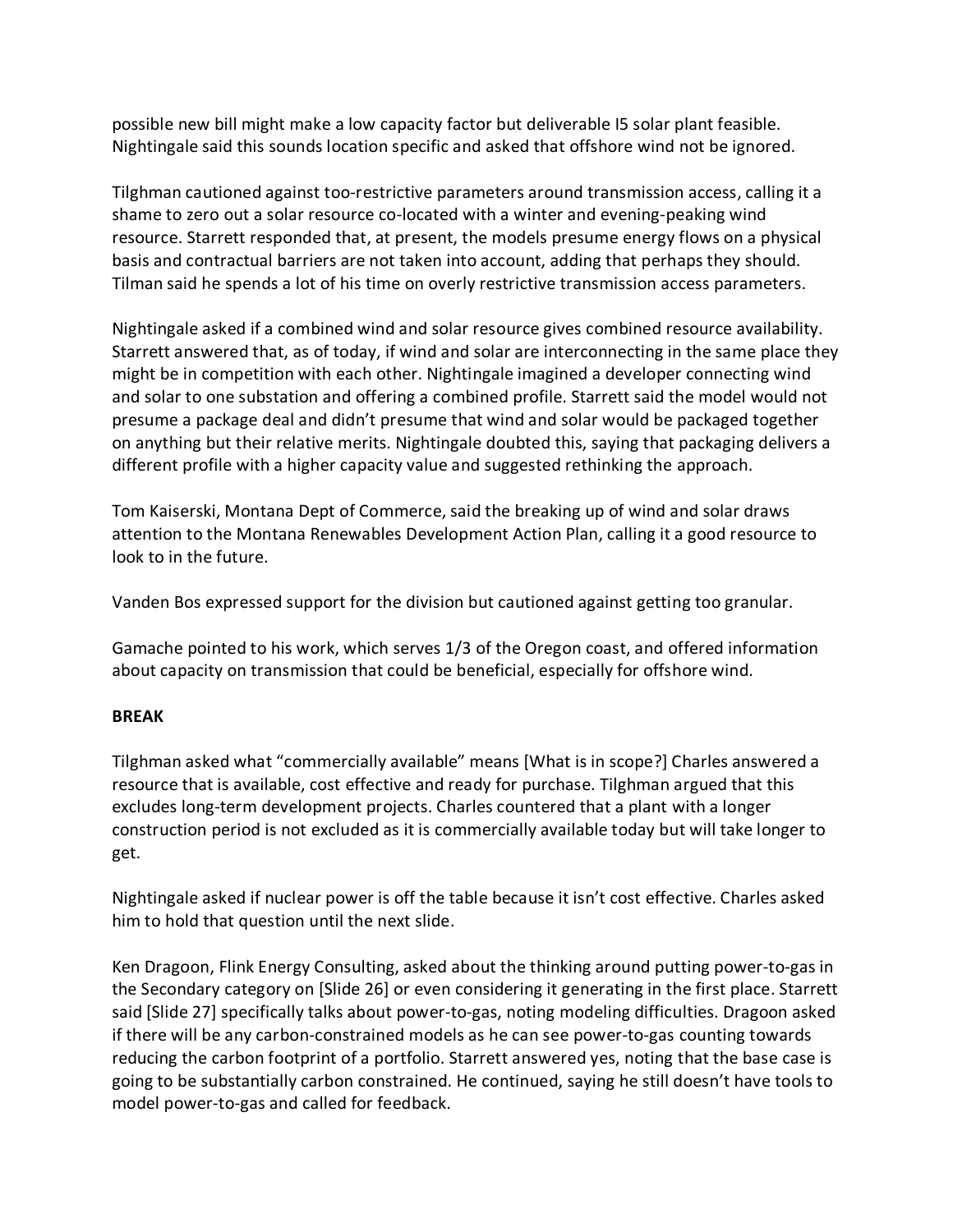possible new bill might make a low capacity factor but deliverable I5 solar plant feasible. Nightingale said this sounds location specific and asked that offshore wind not be ignored.

Tilghman cautioned against too-restrictive parameters around transmission access, calling it a shame to zero out a solar resource co-located with a winter and evening-peaking wind resource. Starrett responded that, at present, the models presume energy flows on a physical basis and contractual barriers are not taken into account, adding that perhaps they should. Tilman said he spends a lot of his time on overly restrictive transmission access parameters.

Nightingale asked if a combined wind and solar resource gives combined resource availability. Starrett answered that, as of today, if wind and solar are interconnecting in the same place they might be in competition with each other. Nightingale imagined a developer connecting wind and solar to one substation and offering a combined profile. Starrett said the model would not presume a package deal and didn't presume that wind and solar would be packaged together on anything but their relative merits. Nightingale doubted this, saying that packaging delivers a different profile with a higher capacity value and suggested rethinking the approach.

Tom Kaiserski, Montana Dept of Commerce, said the breaking up of wind and solar draws attention to the Montana Renewables Development Action Plan, calling it a good resource to look to in the future.

Vanden Bos expressed support for the division but cautioned against getting too granular.

Gamache pointed to his work, which serves 1/3 of the Oregon coast, and offered information about capacity on transmission that could be beneficial, especially for offshore wind.

**BREAK**

Tilghman asked what "commercially available" means [What is in scope?] Charles answered a resource that is available, cost effective and ready for purchase. Tilghman argued that this excludes long-term development projects. Charles countered that a plant with a longer construction period is not excluded as it is commercially available today but will take longer to get.

Nightingale asked if nuclear power is off the table because it isn't cost effective. Charles asked him to hold that question until the next slide.

Ken Dragoon, Flink Energy Consulting, asked about the thinking around putting power-to-gas in the Secondary category on [Slide 26] or even considering it generating in the first place. Starrett said [Slide 27] specifically talks about power-to-gas, noting modeling difficulties. Dragoon asked if there will be any carbon-constrained models as he can see power-to-gas counting towards reducing the carbon footprint of a portfolio. Starrett answered yes, noting that the base case is going to be substantially carbon constrained. He continued, saying he still doesn't have tools to model power-to-gas and called for feedback.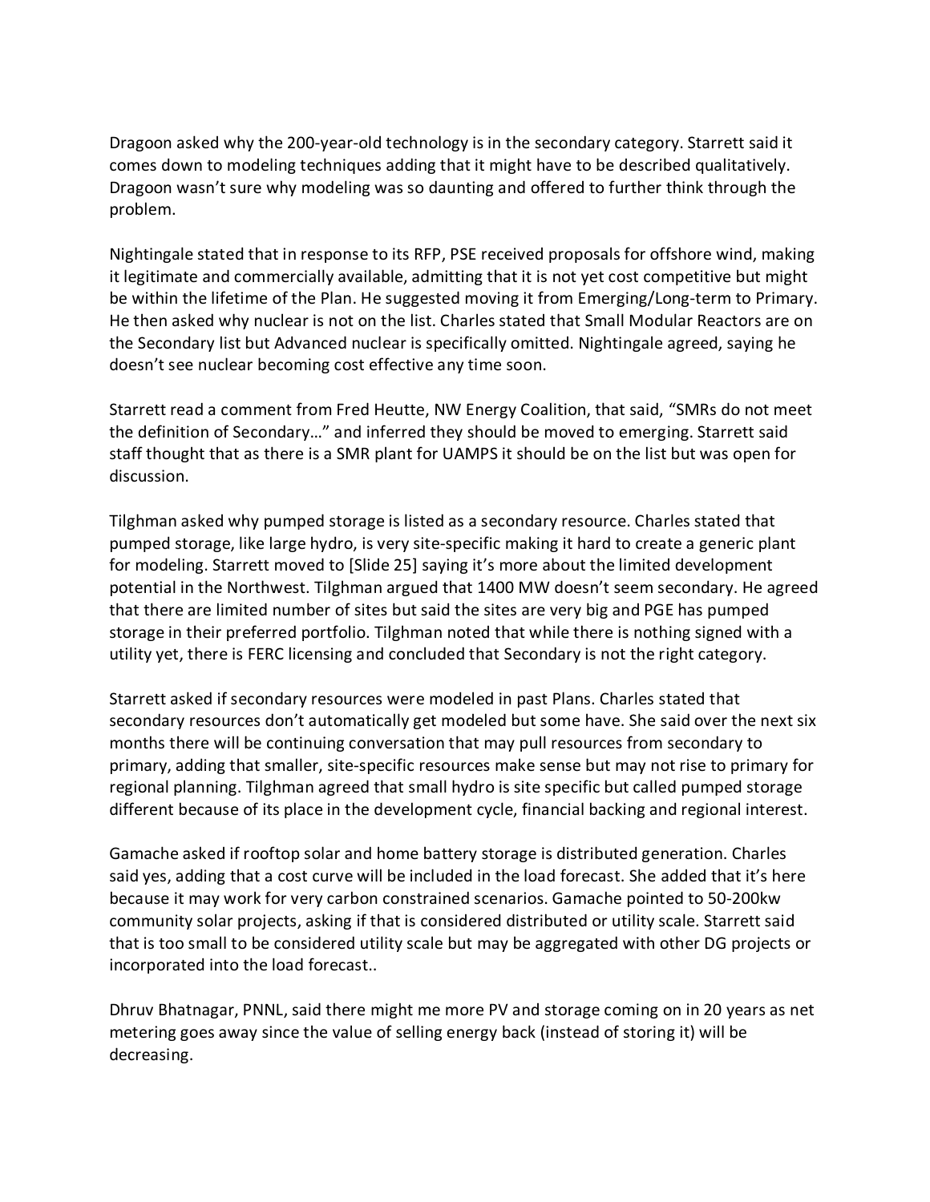Dragoon asked why the 200-year-old technology is in the secondary category. Starrett said it comes down to modeling techniques adding that it might have to be described qualitatively. Dragoon wasn't sure why modeling was so daunting and offered to further think through the problem.

Nightingale stated that in response to its RFP, PSE received proposals for offshore wind, making it legitimate and commercially available, admitting that it is not yet cost competitive but might be within the lifetime of the Plan. He suggested moving it from Emerging/Long-term to Primary. He then asked why nuclear is not on the list. Charles stated that Small Modular Reactors are on the Secondary list but Advanced nuclear is specifically omitted. Nightingale agreed, saying he doesn't see nuclear becoming cost effective any time soon.

Starrett read a comment from Fred Heutte, NW Energy Coalition, that said, "SMRs do not meet the definition of Secondary…" and inferred they should be moved to emerging. Starrett said staff thought that as there is a SMR plant for UAMPS it should be on the list but was open for discussion.

Tilghman asked why pumped storage is listed as a secondary resource. Charles stated that pumped storage, like large hydro, is very site-specific making it hard to create a generic plant for modeling. Starrett moved to [Slide 25] saying it's more about the limited development potential in the Northwest. Tilghman argued that 1400 MW doesn't seem secondary. He agreed that there are limited number of sites but said the sites are very big and PGE has pumped storage in their preferred portfolio. Tilghman noted that while there is nothing signed with a utility yet, there is FERC licensing and concluded that Secondary is not the right category.

Starrett asked if secondary resources were modeled in past Plans. Charles stated that secondary resources don't automatically get modeled but some have. She said over the next six months there will be continuing conversation that may pull resources from secondary to primary, adding that smaller, site-specific resources make sense but may not rise to primary for regional planning. Tilghman agreed that small hydro is site specific but called pumped storage different because of its place in the development cycle, financial backing and regional interest.

Gamache asked if rooftop solar and home battery storage is distributed generation. Charles said yes, adding that a cost curve will be included in the load forecast. She added that it's here because it may work for very carbon constrained scenarios. Gamache pointed to 50-200kw community solar projects, asking if that is considered distributed or utility scale. Starrett said that is too small to be considered utility scale but may be aggregated with other DG projects or incorporated into the load forecast..

Dhruv Bhatnagar, PNNL, said there might me more PV and storage coming on in 20 years as net metering goes away since the value of selling energy back (instead of storing it) will be decreasing.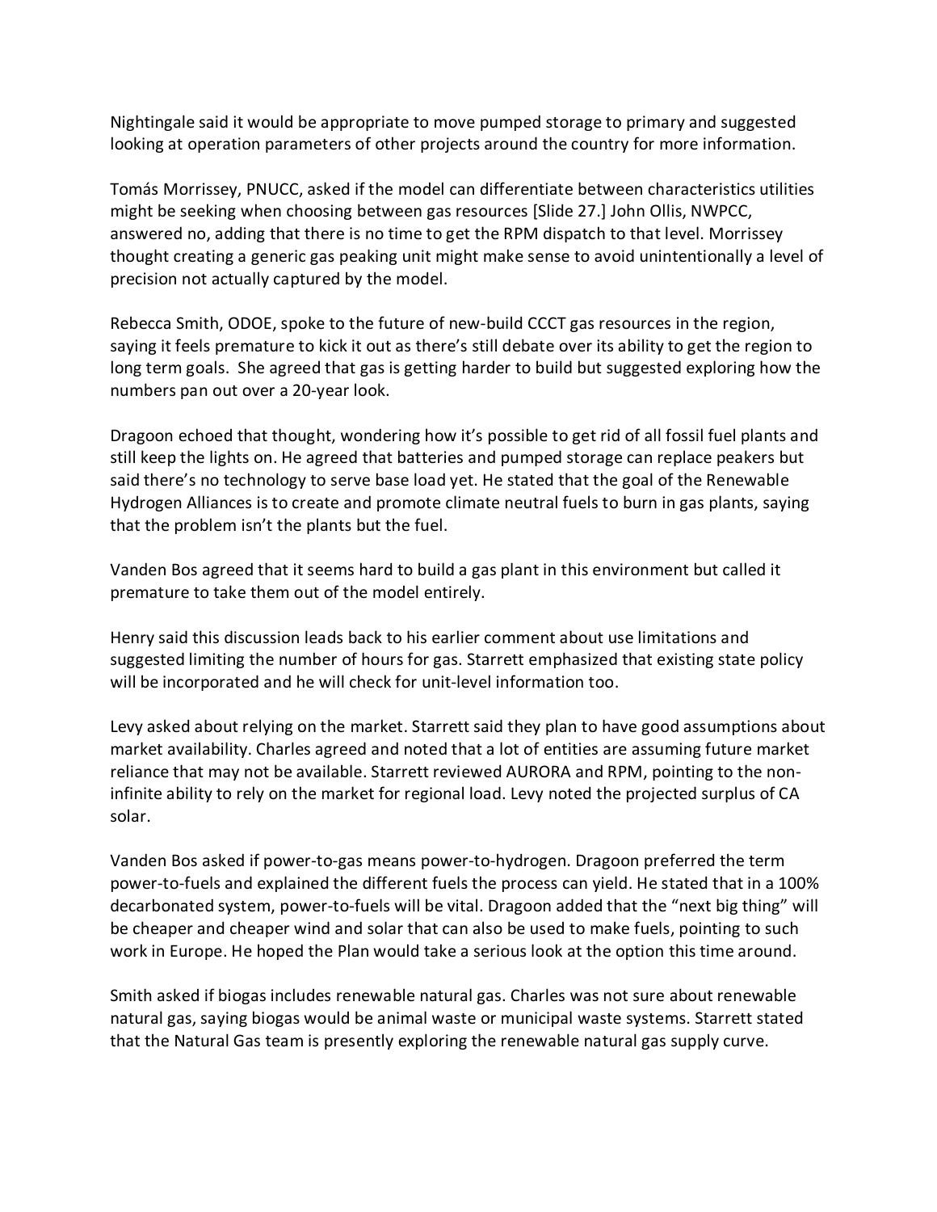Nightingale said it would be appropriate to move pumped storage to primary and suggested looking at operation parameters of other projects around the country for more information.

Tomás Morrissey, PNUCC, asked if the model can differentiate between characteristics utilities might be seeking when choosing between gas resources [Slide 27.] John Ollis, NWPCC, answered no, adding that there is no time to get the RPM dispatch to that level. Morrissey thought creating a generic gas peaking unit might make sense to avoid unintentionally a level of precision not actually captured by the model.

Rebecca Smith, ODOE, spoke to the future of new-build CCCT gas resources in the region, saying it feels premature to kick it out as there's still debate over its ability to get the region to long term goals. She agreed that gas is getting harder to build but suggested exploring how the numbers pan out over a 20-year look.

Dragoon echoed that thought, wondering how it's possible to get rid of all fossil fuel plants and still keep the lights on. He agreed that batteries and pumped storage can replace peakers but said there's no technology to serve base load yet. He stated that the goal of the Renewable Hydrogen Alliances is to create and promote climate neutral fuels to burn in gas plants, saying that the problem isn't the plants but the fuel.

Vanden Bos agreed that it seems hard to build a gas plant in this environment but called it premature to take them out of the model entirely.

Henry said this discussion leads back to his earlier comment about use limitations and suggested limiting the number of hours for gas. Starrett emphasized that existing state policy will be incorporated and he will check for unit-level information too.

Levy asked about relying on the market. Starrett said they plan to have good assumptions about market availability. Charles agreed and noted that a lot of entities are assuming future market reliance that may not be available. Starrett reviewed AURORA and RPM, pointing to the non-infinite ability to rely on the market for regional load. Levy noted the projected surplus of CA solar.

Vanden Bos asked if power-to-gas means power-to-hydrogen. Dragoon preferred the term power-to-fuels and explained the different fuels the process can yield. He stated that in a 100% decarbonated system, power-to-fuels will be vital. Dragoon added that the "next big thing" will be cheaper and cheaper wind and solar that can also be used to make fuels, pointing to such work in Europe. He hoped the Plan would take a serious look at the option this time around.

Smith asked if biogas includes renewable natural gas. Charles was not sure about renewable natural gas, saying biogas would be animal waste or municipal waste systems. Starrett stated that the Natural Gas team is presently exploring the renewable natural gas supply curve.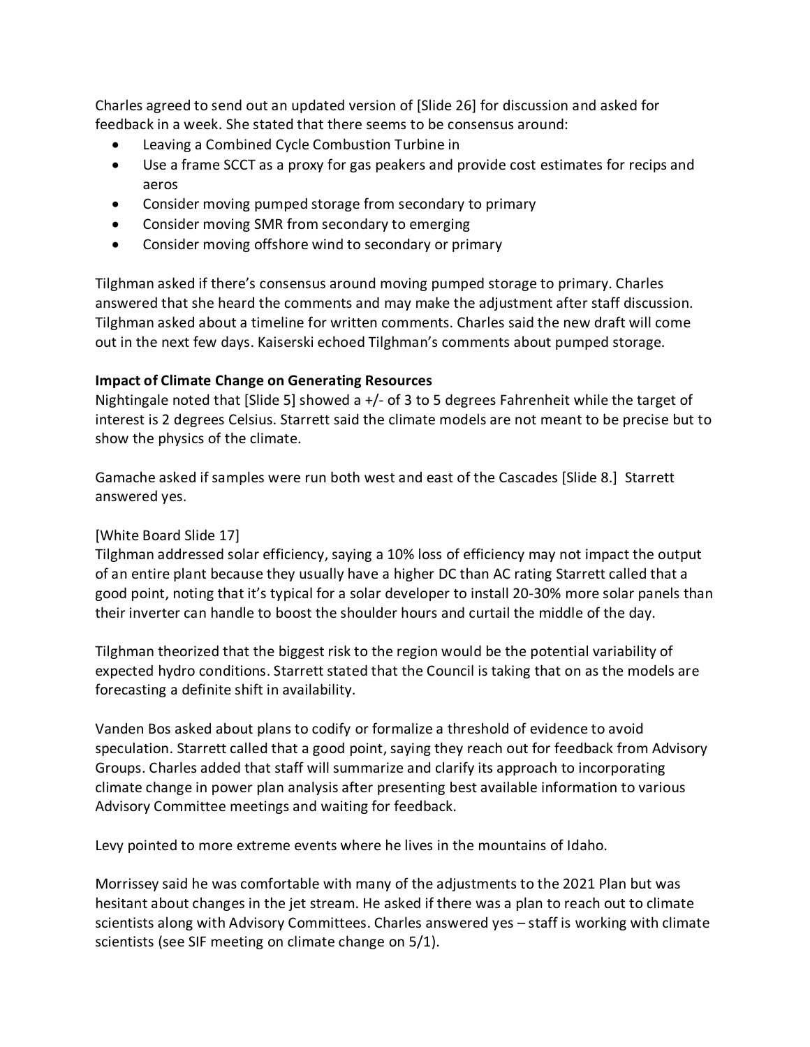Charles agreed to send out an updated version of [Slide 26] for discussion and asked for feedback in a week. She stated that there seems to be consensus around:

- Leaving a Combined Cycle Combustion Turbine in
- Use a frame SCCT as a proxy for gas peakers and provide cost estimates for recips and aeros
- Consider moving pumped storage from secondary to primary
- Consider moving SMR from secondary to emerging
- Consider moving offshore wind to secondary or primary

Tilghman asked if there's consensus around moving pumped storage to primary. Charles answered that she heard the comments and may make the adjustment after staff discussion. Tilghman asked about a timeline for written comments. Charles said the new draft will come out in the next few days. Kaiserski echoed Tilghman's comments about pumped storage.

**Impact of Climate Change on Generating Resources**

Nightingale noted that [Slide 5] showed a +/- of 3 to 5 degrees Fahrenheit while the target of interest is 2 degrees Celsius. Starrett said the climate models are not meant to be precise but to show the physics of the climate.

Gamache asked if samples were run both west and east of the Cascades [Slide 8.] Starrett answered yes.

[White Board Slide 17]

Tilghman addressed solar efficiency, saying a 10% loss of efficiency may not impact the output of an entire plant because they usually have a higher DC than AC rating Starrett called that a good point, noting that it's typical for a solar developer to install 20-30% more solar panels than their inverter can handle to boost the shoulder hours and curtail the middle of the day.

Tilghman theorized that the biggest risk to the region would be the potential variability of expected hydro conditions. Starrett stated that the Council is taking that on as the models are forecasting a definite shift in availability.

Vanden Bos asked about plans to codify or formalize a threshold of evidence to avoid speculation. Starrett called that a good point, saying they reach out for feedback from Advisory Groups. Charles added that staff will summarize and clarify its approach to incorporating climate change in power plan analysis after presenting best available information to various Advisory Committee meetings and waiting for feedback.

Levy pointed to more extreme events where he lives in the mountains of Idaho.

Morrissey said he was comfortable with many of the adjustments to the 2021 Plan but was hesitant about changes in the jet stream. He asked if there was a plan to reach out to climate scientists along with Advisory Committees. Charles answered yes – staff is working with climate scientists (see SIF meeting on climate change on 5/1).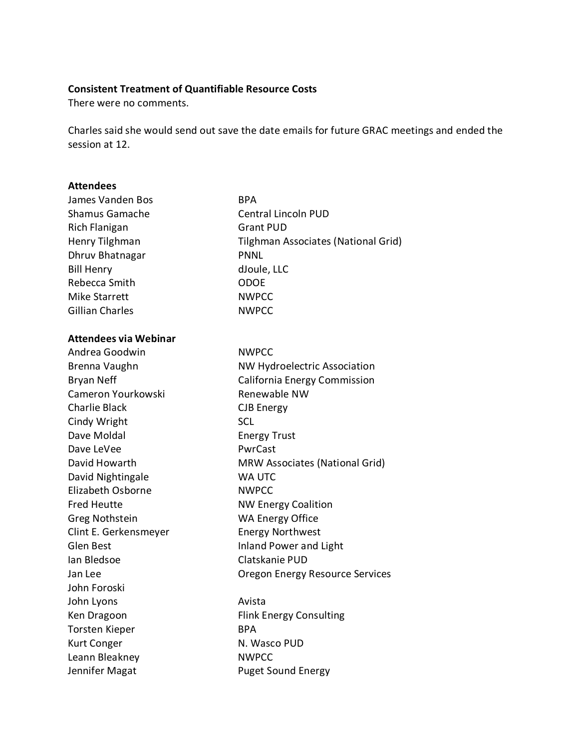**Consistent Treatment of Quantifiable Resource Costs**

There were no comments.

Charles said she would send out save the date emails for future GRAC meetings and ended the session at 12.

**Attendees**

| | |
|---|---|
| James Vanden Bos | BPA |
| Shamus Gamache | Central Lincoln PUD |
| Rich Flanigan | Grant PUD |
| Henry Tilghman | Tilghman Associates (National Grid) |
| Dhruv Bhatnagar | PNNL |
| Bill Henry | dJoule, LLC |
| Rebecca Smith | ODOE |
| Mike Starrett | NWPCC |
| Gillian Charles | NWPCC |

**Attendees via Webinar**

| | |
|---|---|
| Andrea Goodwin | NWPCC |
| Brenna Vaughn | NW Hydroelectric Association |
| Bryan Neff | California Energy Commission |
| Cameron Yourkowski | Renewable NW |
| Charlie Black | CJB Energy |
| Cindy Wright | SCL |
| Dave Moldal | Energy Trust |
| Dave LeVee | PwrCast |
| David Howarth | MRW Associates (National Grid) |
| David Nightingale | WA UTC |
| Elizabeth Osborne | NWPCC |
| Fred Heutte | NW Energy Coalition |
| Greg Nothstein | WA Energy Office |
| Clint E. Gerkensmeyer | Energy Northwest |
| Glen Best | Inland Power and Light |
| Ian Bledsoe | Clatskanie PUD |
| Jan Lee | Oregon Energy Resource Services |
| John Foroski | |
| John Lyons | Avista |
| Ken Dragoon | Flink Energy Consulting |
| Torsten Kieper | BPA |
| Kurt Conger | N. Wasco PUD |
| Leann Bleakney | NWPCC |
| Jennifer Magat | Puget Sound Energy |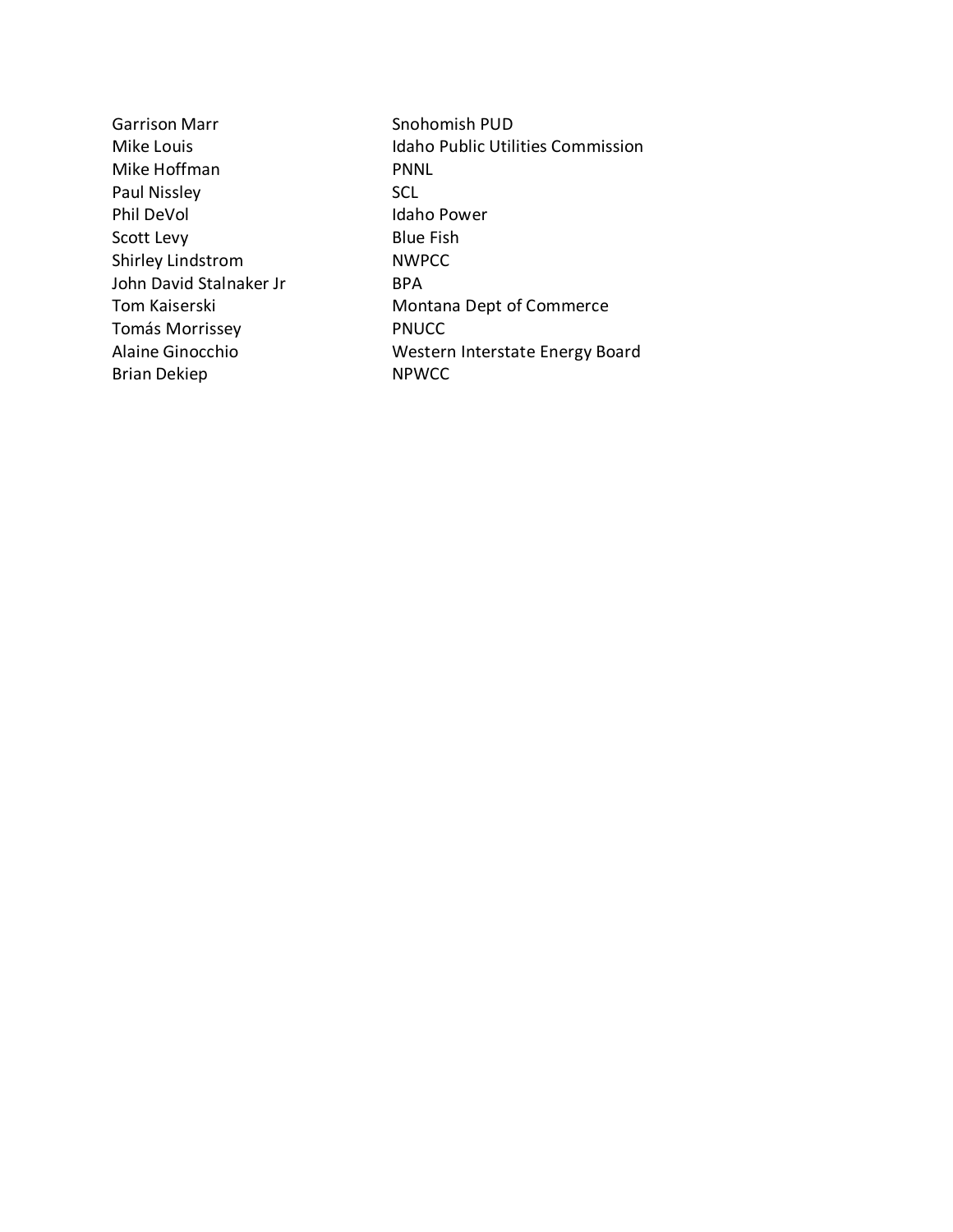| | |
|---|---|
| Garrison Marr | Snohomish PUD |
| Mike Louis | Idaho Public Utilities Commission |
| Mike Hoffman | PNNL |
| Paul Nissley | SCL |
| Phil DeVol | Idaho Power |
| Scott Levy | Blue Fish |
| Shirley Lindstrom | NWPCC |
| John David Stalnaker Jr | BPA |
| Tom Kaiserski | Montana Dept of Commerce |
| Tomás Morrissey | PNUCC |
| Alaine Ginocchio | Western Interstate Energy Board |
| Brian Dekiep | NPWCC |